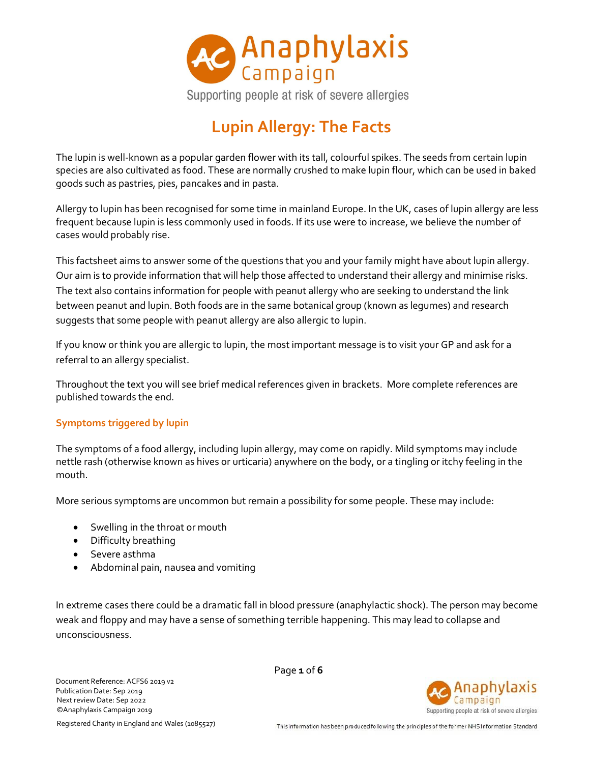Anaphylaxis Campaign

Supporting people at risk of severe allergies

# Lupin Allergy: The Facts

The lupin is well-known as a popular garden flower with its tall, colourful spikes. The seeds from certain lupin species are also cultivated as food. These are normally crushed to make lupin flour, which can be used in baked goods such as pastries, pies, pancakes and in pasta.

Allergy to lupin has been recognised for some time in mainland Europe. In the UK, cases of lupin allergy are less frequent because lupin is less commonly used in foods. If its use were to increase, we believe the number of cases would probably rise.

This factsheet aims to answer some of the questions that you and your family might have about lupin allergy. Our aim is to provide information that will help those affected to understand their allergy and minimise risks. The text also contains information for people with peanut allergy who are seeking to understand the link between peanut and lupin. Both foods are in the same botanical group (known as legumes) and research suggests that some people with peanut allergy are also allergic to lupin.

If you know or think you are allergic to lupin, the most important message is to visit your GP and ask for a referral to an allergy specialist.

Throughout the text you will see brief medical references given in brackets. More complete references are published towards the end.

## Symptoms triggered by lupin

The symptoms of a food allergy, including lupin allergy, may come on rapidly. Mild symptoms may include nettle rash (otherwise known as hives or urticaria) anywhere on the body, or a tingling or itchy feeling in the mouth.

More serious symptoms are uncommon but remain a possibility for some people. These may include:

- Swelling in the throat or mouth
- Difficulty breathing
- Severe asthma
- Abdominal pain, nausea and vomiting

In extreme cases there could be a dramatic fall in blood pressure (anaphylactic shock). The person may become weak and floppy and may have a sense of something terrible happening. This may lead to collapse and unconsciousness.

Document Reference: ACFS6 2019 v2
Publication Date: Sep 2019
Next review Date: Sep 2022
©Anaphylaxis Campaign 2019

Registered Charity in England and Wales (1085527)

This information has been produced following the principles of the former NHS Information Standard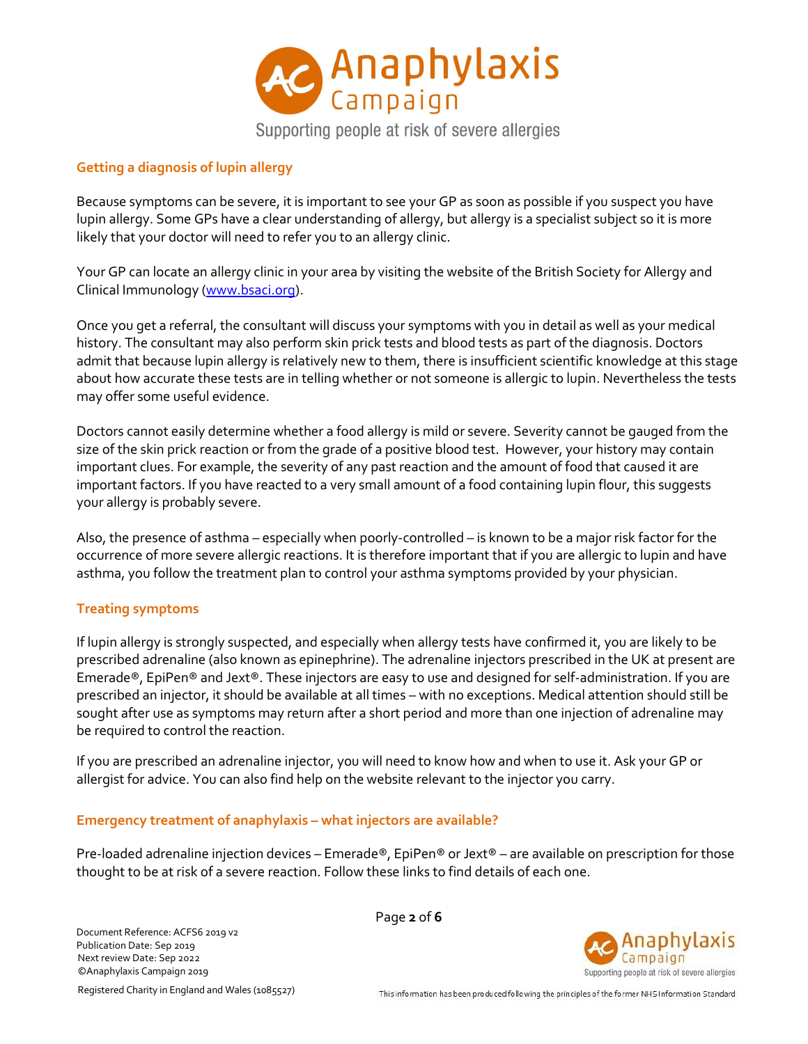## Getting a diagnosis of lupin allergy

Because symptoms can be severe, it is important to see your GP as soon as possible if you suspect you have lupin allergy. Some GPs have a clear understanding of allergy, but allergy is a specialist subject so it is more likely that your doctor will need to refer you to an allergy clinic.

Your GP can locate an allergy clinic in your area by visiting the website of the British Society for Allergy and Clinical Immunology ([www.bsaci.org](http://www.bsaci.org)).

Once you get a referral, the consultant will discuss your symptoms with you in detail as well as your medical history. The consultant may also perform skin prick tests and blood tests as part of the diagnosis. Doctors admit that because lupin allergy is relatively new to them, there is insufficient scientific knowledge at this stage about how accurate these tests are in telling whether or not someone is allergic to lupin. Nevertheless the tests may offer some useful evidence.

Doctors cannot easily determine whether a food allergy is mild or severe. Severity cannot be gauged from the size of the skin prick reaction or from the grade of a positive blood test. However, your history may contain important clues. For example, the severity of any past reaction and the amount of food that caused it are important factors. If you have reacted to a very small amount of a food containing lupin flour, this suggests your allergy is probably severe.

Also, the presence of asthma – especially when poorly-controlled – is known to be a major risk factor for the occurrence of more severe allergic reactions. It is therefore important that if you are allergic to lupin and have asthma, you follow the treatment plan to control your asthma symptoms provided by your physician.

## Treating symptoms

If lupin allergy is strongly suspected, and especially when allergy tests have confirmed it, you are likely to be prescribed adrenaline (also known as epinephrine). The adrenaline injectors prescribed in the UK at present are Emerade®, EpiPen® and Jext®. These injectors are easy to use and designed for self-administration. If you are prescribed an injector, it should be available at all times – with no exceptions. Medical attention should still be sought after use as symptoms may return after a short period and more than one injection of adrenaline may be required to control the reaction.

If you are prescribed an adrenaline injector, you will need to know how and when to use it. Ask your GP or allergist for advice. You can also find help on the website relevant to the injector you carry.

## Emergency treatment of anaphylaxis – what injectors are available?

Pre-loaded adrenaline injection devices – Emerade®, EpiPen® or Jext® – are available on prescription for those thought to be at risk of a severe reaction. Follow these links to find details of each one.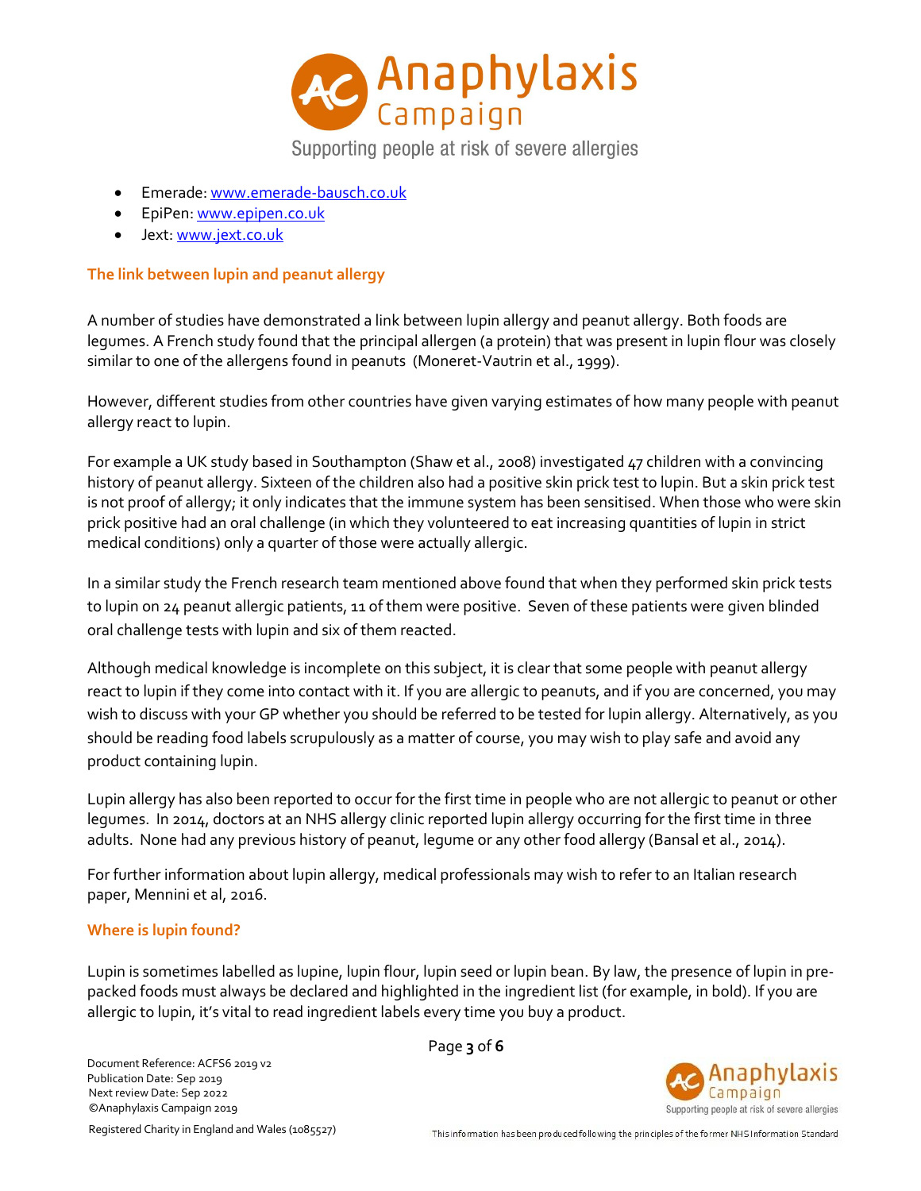- Emerade: [www.emerade-bausch.co.uk](http://www.emerade-bausch.co.uk)
- EpiPen: [www.epipen.co.uk](http://www.epipen.co.uk)
- Jext: [www.jext.co.uk](http://www.jext.co.uk)

## The link between lupin and peanut allergy

A number of studies have demonstrated a link between lupin allergy and peanut allergy. Both foods are legumes. A French study found that the principal allergen (a protein) that was present in lupin flour was closely similar to one of the allergens found in peanuts (Moneret-Vautrin et al., 1999).

However, different studies from other countries have given varying estimates of how many people with peanut allergy react to lupin.

For example a UK study based in Southampton (Shaw et al., 2008) investigated 47 children with a convincing history of peanut allergy. Sixteen of the children also had a positive skin prick test to lupin. But a skin prick test is not proof of allergy; it only indicates that the immune system has been sensitised. When those who were skin prick positive had an oral challenge (in which they volunteered to eat increasing quantities of lupin in strict medical conditions) only a quarter of those were actually allergic.

In a similar study the French research team mentioned above found that when they performed skin prick tests to lupin on 24 peanut allergic patients, 11 of them were positive. Seven of these patients were given blinded oral challenge tests with lupin and six of them reacted.

Although medical knowledge is incomplete on this subject, it is clear that some people with peanut allergy react to lupin if they come into contact with it. If you are allergic to peanuts, and if you are concerned, you may wish to discuss with your GP whether you should be referred to be tested for lupin allergy. Alternatively, as you should be reading food labels scrupulously as a matter of course, you may wish to play safe and avoid any product containing lupin.

Lupin allergy has also been reported to occur for the first time in people who are not allergic to peanut or other legumes. In 2014, doctors at an NHS allergy clinic reported lupin allergy occurring for the first time in three adults. None had any previous history of peanut, legume or any other food allergy (Bansal et al., 2014).

For further information about lupin allergy, medical professionals may wish to refer to an Italian research paper, Mennini et al, 2016.

## Where is lupin found?

Lupin is sometimes labelled as lupine, lupin flour, lupin seed or lupin bean. By law, the presence of lupin in pre-packed foods must always be declared and highlighted in the ingredient list (for example, in bold). If you are allergic to lupin, it's vital to read ingredient labels every time you buy a product.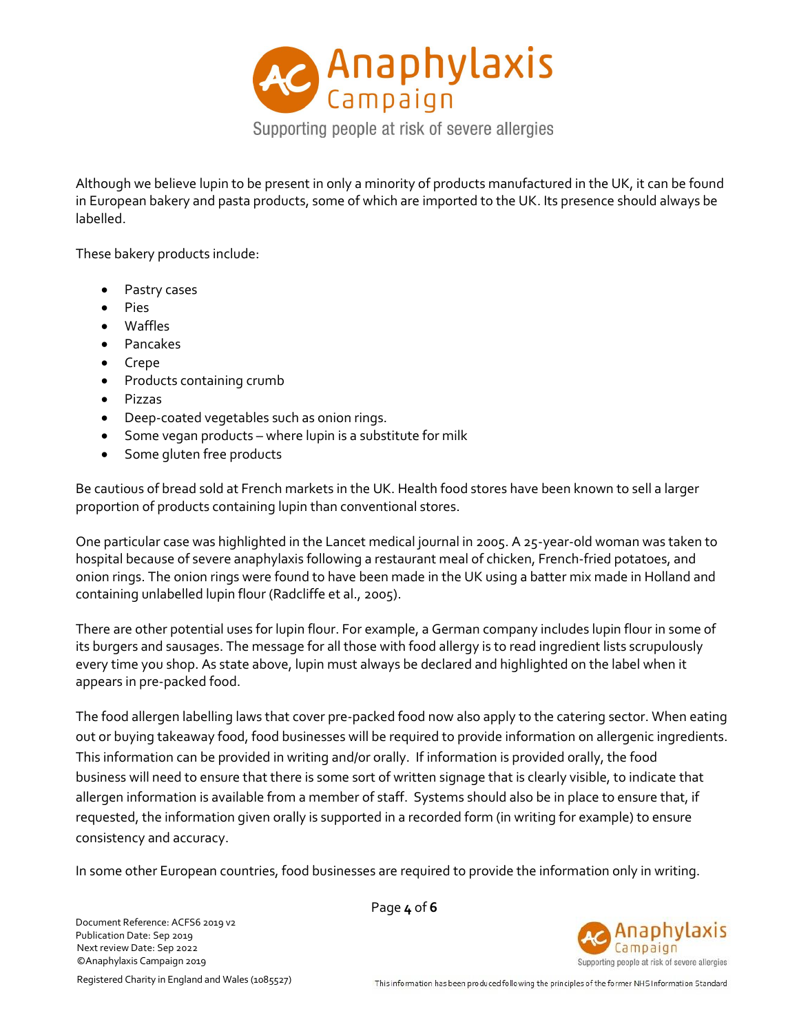Although we believe lupin to be present in only a minority of products manufactured in the UK, it can be found in European bakery and pasta products, some of which are imported to the UK. Its presence should always be labelled.

These bakery products include:

- Pastry cases
- Pies
- Waffles
- Pancakes
- Crepe
- Products containing crumb
- Pizzas
- Deep-coated vegetables such as onion rings.
- Some vegan products – where lupin is a substitute for milk
- Some gluten free products

Be cautious of bread sold at French markets in the UK. Health food stores have been known to sell a larger proportion of products containing lupin than conventional stores.

One particular case was highlighted in the Lancet medical journal in 2005. A 25-year-old woman was taken to hospital because of severe anaphylaxis following a restaurant meal of chicken, French-fried potatoes, and onion rings. The onion rings were found to have been made in the UK using a batter mix made in Holland and containing unlabelled lupin flour (Radcliffe et al., 2005).

There are other potential uses for lupin flour. For example, a German company includes lupin flour in some of its burgers and sausages. The message for all those with food allergy is to read ingredient lists scrupulously every time you shop. As state above, lupin must always be declared and highlighted on the label when it appears in pre-packed food.

The food allergen labelling laws that cover pre-packed food now also apply to the catering sector. When eating out or buying takeaway food, food businesses will be required to provide information on allergenic ingredients. This information can be provided in writing and/or orally. If information is provided orally, the food business will need to ensure that there is some sort of written signage that is clearly visible, to indicate that allergen information is available from a member of staff. Systems should also be in place to ensure that, if requested, the information given orally is supported in a recorded form (in writing for example) to ensure consistency and accuracy.

In some other European countries, food businesses are required to provide the information only in writing.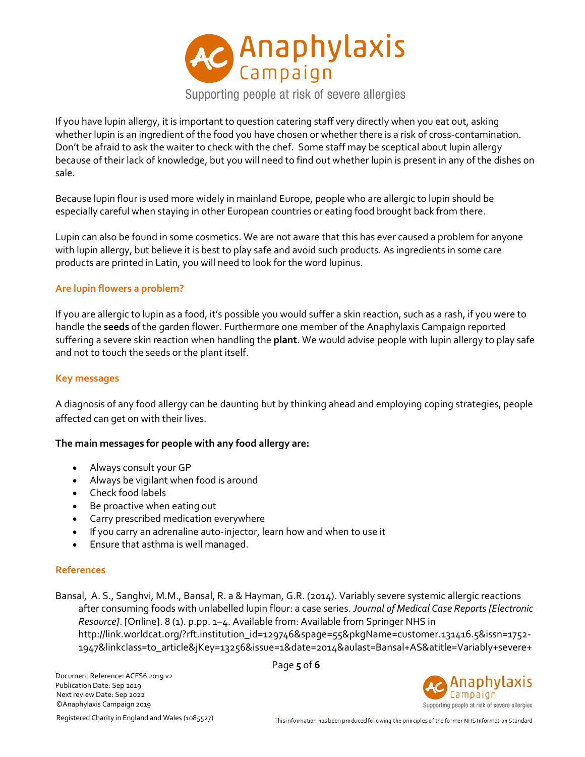If you have lupin allergy, it is important to question catering staff very directly when you eat out, asking whether lupin is an ingredient of the food you have chosen or whether there is a risk of cross-contamination. Don't be afraid to ask the waiter to check with the chef. Some staff may be sceptical about lupin allergy because of their lack of knowledge, but you will need to find out whether lupin is present in any of the dishes on sale.

Because lupin flour is used more widely in mainland Europe, people who are allergic to lupin should be especially careful when staying in other European countries or eating food brought back from there.

Lupin can also be found in some cosmetics. We are not aware that this has ever caused a problem for anyone with lupin allergy, but believe it is best to play safe and avoid such products. As ingredients in some care products are printed in Latin, you will need to look for the word lupinus.

## Are lupin flowers a problem?

If you are allergic to lupin as a food, it's possible you would suffer a skin reaction, such as a rash, if you were to handle the **seeds** of the garden flower. Furthermore one member of the Anaphylaxis Campaign reported suffering a severe skin reaction when handling the **plant**. We would advise people with lupin allergy to play safe and not to touch the seeds or the plant itself.

## Key messages

A diagnosis of any food allergy can be daunting but by thinking ahead and employing coping strategies, people affected can get on with their lives.

**The main messages for people with any food allergy are:**

- Always consult your GP
- Always be vigilant when food is around
- Check food labels
- Be proactive when eating out
- Carry prescribed medication everywhere
- If you carry an adrenaline auto-injector, learn how and when to use it
- Ensure that asthma is well managed.

## References

Bansal, A. S., Sanghvi, M.M., Bansal, R. a & Hayman, G.R. (2014). Variably severe systemic allergic reactions after consuming foods with unlabelled lupin flour: a case series. *Journal of Medical Case Reports [Electronic Resource]*. [Online]. 8 (1). p.pp. 1–4. Available from: Available from Springer NHS in http://link.worldcat.org/?rft.institution_id=129746&spage=55&pkgName=customer.131416.5&issn=1752-1947&linkclass=to_article&jKey=13256&issue=1&date=2014&aulast=Bansal+AS&atitle=Variably+severe+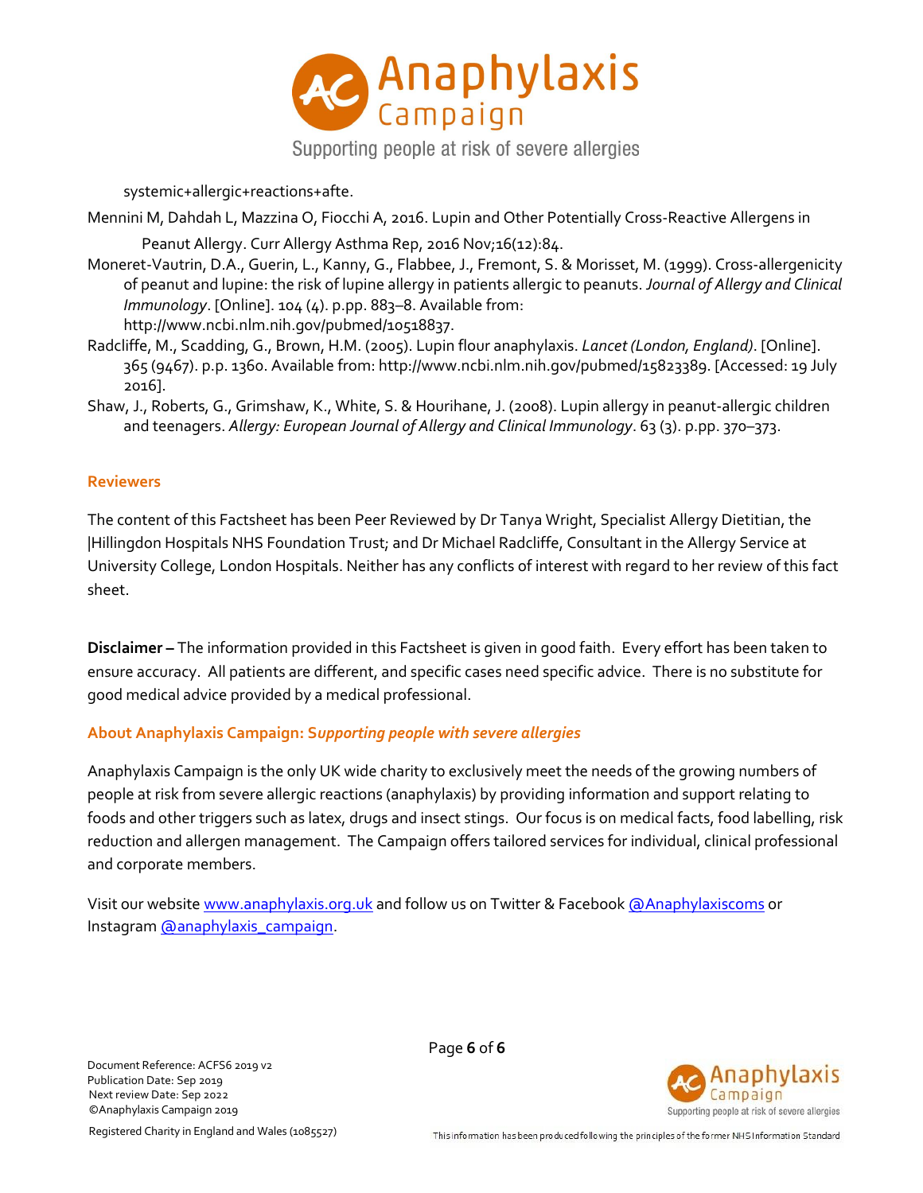systemic+allergic+reactions+afte.

Mennini M, Dahdah L, Mazzina O, Fiocchi A, 2016. Lupin and Other Potentially Cross-Reactive Allergens in Peanut Allergy. Curr Allergy Asthma Rep, 2016 Nov;16(12):84.

Moneret-Vautrin, D.A., Guerin, L., Kanny, G., Flabbee, J., Fremont, S. & Morisset, M. (1999). Cross-allergenicity of peanut and lupine: the risk of lupine allergy in patients allergic to peanuts. *Journal of Allergy and Clinical Immunology*. [Online]. 104 (4). p.pp. 883–8. Available from: http://www.ncbi.nlm.nih.gov/pubmed/10518837.

Radcliffe, M., Scadding, G., Brown, H.M. (2005). Lupin flour anaphylaxis. *Lancet (London, England)*. [Online]. 365 (9467). p.p. 1360. Available from: http://www.ncbi.nlm.nih.gov/pubmed/15823389. [Accessed: 19 July 2016].

Shaw, J., Roberts, G., Grimshaw, K., White, S. & Hourihane, J. (2008). Lupin allergy in peanut-allergic children and teenagers. *Allergy: European Journal of Allergy and Clinical Immunology*. 63 (3). p.pp. 370–373.

## Reviewers

The content of this Factsheet has been Peer Reviewed by Dr Tanya Wright, Specialist Allergy Dietitian, the |Hillingdon Hospitals NHS Foundation Trust; and Dr Michael Radcliffe, Consultant in the Allergy Service at University College, London Hospitals. Neither has any conflicts of interest with regard to her review of this fact sheet.

**Disclaimer –** The information provided in this Factsheet is given in good faith. Every effort has been taken to ensure accuracy. All patients are different, and specific cases need specific advice. There is no substitute for good medical advice provided by a medical professional.

## About Anaphylaxis Campaign: S*upporting people with severe allergies*

Anaphylaxis Campaign is the only UK wide charity to exclusively meet the needs of the growing numbers of people at risk from severe allergic reactions (anaphylaxis) by providing information and support relating to foods and other triggers such as latex, drugs and insect stings. Our focus is on medical facts, food labelling, risk reduction and allergen management. The Campaign offers tailored services for individual, clinical professional and corporate members.

Visit our website [www.anaphylaxis.org.uk](www.anaphylaxis.org.uk) and follow us on Twitter & Facebook @Anaphylaxiscoms or Instagram @anaphylaxis_campaign.

Document Reference: ACFS6 2019 v2
Publication Date: Sep 2019
Next review Date: Sep 2022
©Anaphylaxis Campaign 2019

Registered Charity in England and Wales (1085527)

This information has been produced following the principles of the former NHS Information Standard